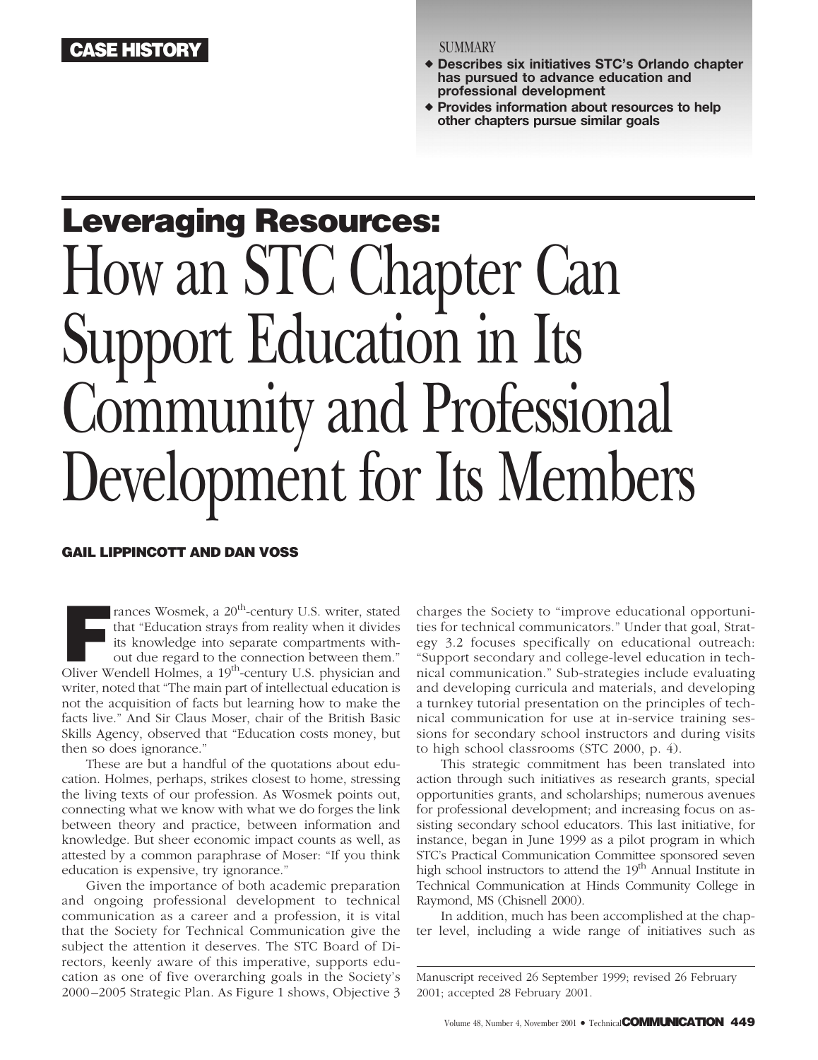CASE HISTORY

SUMMARY

- Describes six initiatives STC's Orlando chapter has pursued to advance education and professional development
- Provides information about resources to help other chapters pursue similar goals

# Leveraging Resources: How an STC Chapter Can Support Education in Its Community and Professional Development for Its Members

**GAIL LIPPINCOTT AND DAN VOSS**

Frances Wosmek, a 20th-century U.S. writer, stated that "Education strays from reality when it divides its knowledge into separate compartments without due regard to the connection between them." Oliver Wendell Holmes, a 19th-century U.S. physician and writer, noted that "The main part of intellectual education is not the acquisition of facts but learning how to make the facts live." And Sir Claus Moser, chair of the British Basic Skills Agency, observed that "Education costs money, but then so does ignorance."

These are but a handful of the quotations about education. Holmes, perhaps, strikes closest to home, stressing the living texts of our profession. As Wosmek points out, connecting what we know with what we do forges the link between theory and practice, between information and knowledge. But sheer economic impact counts as well, as attested by a common paraphrase of Moser: "If you think education is expensive, try ignorance."

Given the importance of both academic preparation and ongoing professional development to technical communication as a career and a profession, it is vital that the Society for Technical Communication give the subject the attention it deserves. The STC Board of Directors, keenly aware of this imperative, supports education as one of five overarching goals in the Society's 2000–2005 Strategic Plan. As Figure 1 shows, Objective 3 charges the Society to "improve educational opportunities for technical communicators." Under that goal, Strategy 3.2 focuses specifically on educational outreach: "Support secondary and college-level education in technical communication." Sub-strategies include evaluating and developing curricula and materials, and developing a turnkey tutorial presentation on the principles of technical communication for use at in-service training sessions for secondary school instructors and during visits to high school classrooms (STC 2000, p. 4).

This strategic commitment has been translated into action through such initiatives as research grants, special opportunities grants, and scholarships; numerous avenues for professional development; and increasing focus on assisting secondary school educators. This last initiative, for instance, began in June 1999 as a pilot program in which STC's Practical Communication Committee sponsored seven high school instructors to attend the 19th Annual Institute in Technical Communication at Hinds Community College in Raymond, MS (Chisnell 2000).

In addition, much has been accomplished at the chapter level, including a wide range of initiatives such as

Manuscript received 26 September 1999; revised 26 February 2001; accepted 28 February 2001.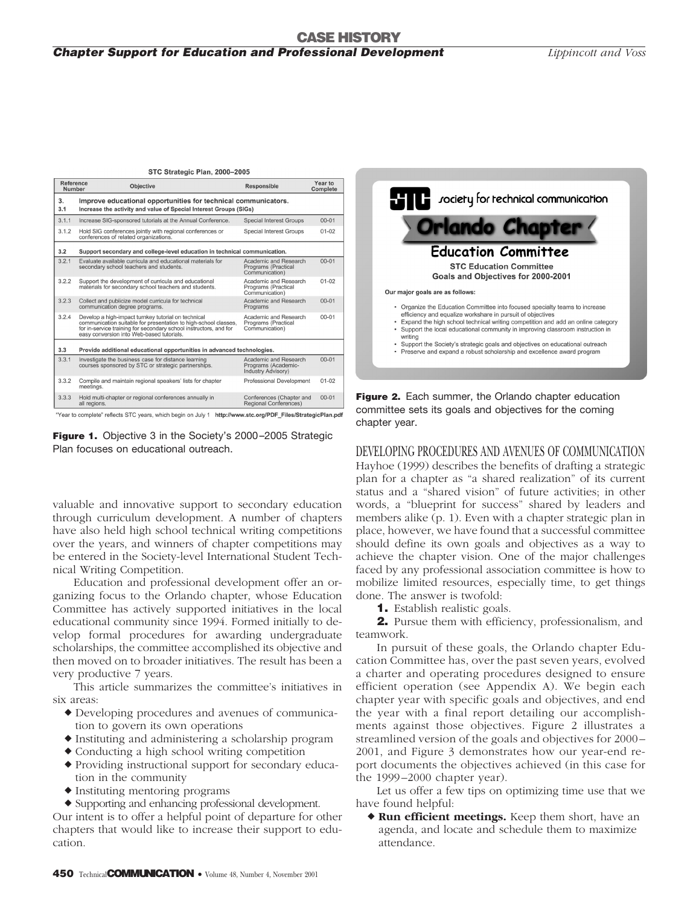**STC Strategic Plan, 2000–2005**

| Reference Number | Objective | Responsible | Year to Complete |
|---|---|---|---|
| 3. | **Improve educational opportunities for technical communicators.** | | |
| 3.1 | **Increase the activity and value of Special Interest Groups (SIGs)** | | |
| 3.1.1 | Increase SIG-sponsored tutorials at the Annual Conference. | Special Interest Groups | 00-01 |
| 3.1.2 | Hold SIG conferences jointly with regional conferences or conferences of related organizations. | Special Interest Groups | 01-02 |
| 3.2 | **Support secondary and college-level education in technical communication.** | | |
| 3.2.1 | Evaluate available curricula and educational materials for secondary school teachers and students. | Academic and Research Programs (Practical Communication) | 00-01 |
| 3.2.2 | Support the development of curricula and educational materials for secondary school teachers and students. | Academic and Research Programs (Practical Communication) | 01-02 |
| 3.2.3 | Collect and publicize model curricula for technical communication degree programs. | Academic and Research Programs | 00-01 |
| 3.2.4 | Develop a high-impact turnkey tutorial on technical communication suitable for presentation to high-school classes, for in-service training for secondary school instructors, and for easy conversion into Web-based tutorials. | Academic and Research Programs (Practical Communication) | 00-01 |
| 3.3 | **Provide additional educational opportunities in advanced technologies.** | | |
| 3.3.1 | Investigate the business case for distance learning courses sponsored by STC or strategic partnerships. | Academic and Research Programs (Academic-Industry Advisory) | 00-01 |
| 3.3.2 | Compile and maintain regional speakers' lists for chapter meetings. | Professional Development | 01-02 |
| 3.3.3 | Hold multi-chapter or regional conferences annually in all regions. | Conferences (Chapter and Regional Conferences) | 00-01 |

"Year to complete" reflects STC years, which begin on July 1 **http://www.stc.org/PDF_Files/StrategicPlan.pdf**

**Figure 1.** Objective 3 in the Society's 2000–2005 Strategic Plan focuses on educational outreach.

valuable and innovative support to secondary education through curriculum development. A number of chapters have also held high school technical writing competitions over the years, and winners of chapter competitions may be entered in the Society-level International Student Technical Writing Competition.

Education and professional development offer an organizing focus to the Orlando chapter, whose Education Committee has actively supported initiatives in the local educational community since 1994. Formed initially to develop formal procedures for awarding undergraduate scholarships, the committee accomplished its objective and then moved on to broader initiatives. The result has been a very productive 7 years.

This article summarizes the committee's initiatives in six areas:

- Developing procedures and avenues of communication to govern its own operations
- Instituting and administering a scholarship program
- Conducting a high school writing competition
- Providing instructional support for secondary education in the community
- Instituting mentoring programs
- Supporting and enhancing professional development.

Our intent is to offer a helpful point of departure for other chapters that would like to increase their support to education.

**STC** society for technical communication

**Orlando Chapter**

**Education Committee**

**STC Education Committee**
**Goals and Objectives for 2000-2001**

**Our major goals are as follows:**

- Organize the Education Committee into focused specialty teams to increase efficiency and equalize workshare in pursuit of objectives
- Expand the high school technical writing competition and add an online category
- Support the local educational community in improving classroom instruction in writing
- Support the Society's strategic goals and objectives on educational outreach
- Preserve and expand a robust scholarship and excellence award program

**Figure 2.** Each summer, the Orlando chapter education committee sets its goals and objectives for the coming chapter year.

## DEVELOPING PROCEDURES AND AVENUES OF COMMUNICATION

Hayhoe (1999) describes the benefits of drafting a strategic plan for a chapter as "a shared realization" of its current status and a "shared vision" of future activities; in other words, a "blueprint for success" shared by leaders and members alike (p. 1). Even with a chapter strategic plan in place, however, we have found that a successful committee should define its own goals and objectives as a way to achieve the chapter vision. One of the major challenges faced by any professional association committee is how to mobilize limited resources, especially time, to get things done. The answer is twofold:

**1.** Establish realistic goals.

**2.** Pursue them with efficiency, professionalism, and teamwork.

In pursuit of these goals, the Orlando chapter Education Committee has, over the past seven years, evolved a charter and operating procedures designed to ensure efficient operation (see Appendix A). We begin each chapter year with specific goals and objectives, and end the year with a final report detailing our accomplishments against those objectives. Figure 2 illustrates a streamlined version of the goals and objectives for 2000–2001, and Figure 3 demonstrates how our year-end report documents the objectives achieved (in this case for the 1999–2000 chapter year).

Let us offer a few tips on optimizing time use that we have found helpful:

- **Run efficient meetings.** Keep them short, have an agenda, and locate and schedule them to maximize attendance.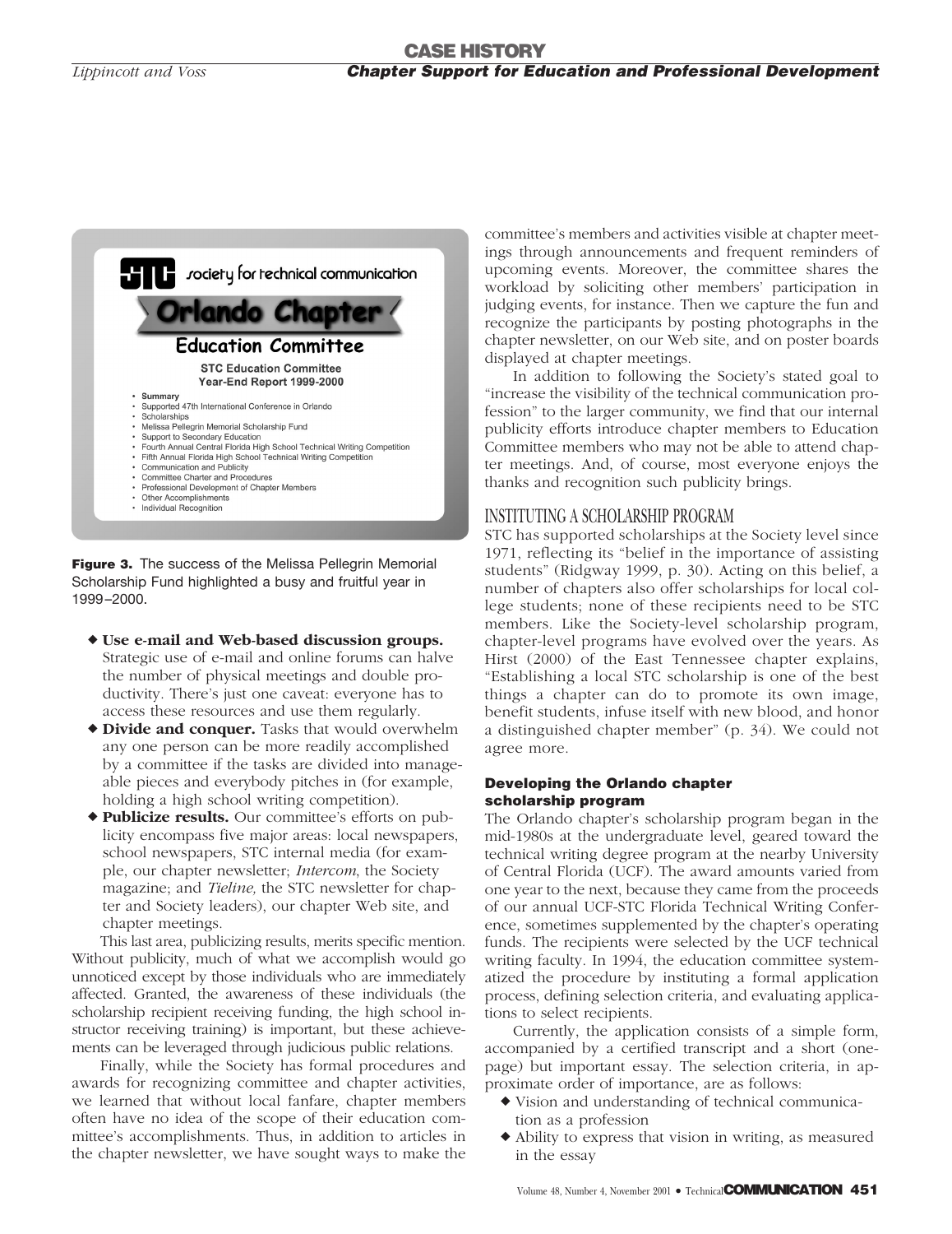STC society for technical communication

**Orlando Chapter**

**Education Committee**

**STC Education Committee**
**Year-End Report 1999-2000**

- **Summary**
- Supported 47th International Conference in Orlando
- Scholarships
- Melissa Pellegrin Memorial Scholarship Fund
- Support to Secondary Education
- Fourth Annual Central Florida High School Technical Writing Competition
- Fifth Annual Florida High School Technical Writing Competition
- Communication and Publicity
- Committee Charter and Procedures
- Professional Development of Chapter Members
- Other Accomplishments
- Individual Recognition

**Figure 3.** The success of the Melissa Pellegrin Memorial Scholarship Fund highlighted a busy and fruitful year in 1999–2000.

- **Use e-mail and Web-based discussion groups.** Strategic use of e-mail and online forums can halve the number of physical meetings and double productivity. There's just one caveat: everyone has to access these resources and use them regularly.
- **Divide and conquer.** Tasks that would overwhelm any one person can be more readily accomplished by a committee if the tasks are divided into manageable pieces and everybody pitches in (for example, holding a high school writing competition).
- **Publicize results.** Our committee's efforts on publicity encompass five major areas: local newspapers, school newspapers, STC internal media (for example, our chapter newsletter; *Intercom*, the Society magazine; and *Tieline,* the STC newsletter for chapter and Society leaders), our chapter Web site, and chapter meetings.

This last area, publicizing results, merits specific mention. Without publicity, much of what we accomplish would go unnoticed except by those individuals who are immediately affected. Granted, the awareness of these individuals (the scholarship recipient receiving funding, the high school instructor receiving training) is important, but these achievements can be leveraged through judicious public relations.

Finally, while the Society has formal procedures and awards for recognizing committee and chapter activities, we learned that without local fanfare, chapter members often have no idea of the scope of their education committee's accomplishments. Thus, in addition to articles in the chapter newsletter, we have sought ways to make the committee's members and activities visible at chapter meetings through announcements and frequent reminders of upcoming events. Moreover, the committee shares the workload by soliciting other members' participation in judging events, for instance. Then we capture the fun and recognize the participants by posting photographs in the chapter newsletter, on our Web site, and on poster boards displayed at chapter meetings.

In addition to following the Society's stated goal to "increase the visibility of the technical communication profession" to the larger community, we find that our internal publicity efforts introduce chapter members to Education Committee members who may not be able to attend chapter meetings. And, of course, most everyone enjoys the thanks and recognition such publicity brings.

## INSTITUTING A SCHOLARSHIP PROGRAM

STC has supported scholarships at the Society level since 1971, reflecting its "belief in the importance of assisting students" (Ridgway 1999, p. 30). Acting on this belief, a number of chapters also offer scholarships for local college students; none of these recipients need to be STC members. Like the Society-level scholarship program, chapter-level programs have evolved over the years. As Hirst (2000) of the East Tennessee chapter explains, "Establishing a local STC scholarship is one of the best things a chapter can do to promote its own image, benefit students, infuse itself with new blood, and honor a distinguished chapter member" (p. 34). We could not agree more.

### Developing the Orlando chapter scholarship program

The Orlando chapter's scholarship program began in the mid-1980s at the undergraduate level, geared toward the technical writing degree program at the nearby University of Central Florida (UCF). The award amounts varied from one year to the next, because they came from the proceeds of our annual UCF-STC Florida Technical Writing Conference, sometimes supplemented by the chapter's operating funds. The recipients were selected by the UCF technical writing faculty. In 1994, the education committee systematized the procedure by instituting a formal application process, defining selection criteria, and evaluating applications to select recipients.

Currently, the application consists of a simple form, accompanied by a certified transcript and a short (one-page) but important essay. The selection criteria, in approximate order of importance, are as follows:

- Vision and understanding of technical communication as a profession
- Ability to express that vision in writing, as measured in the essay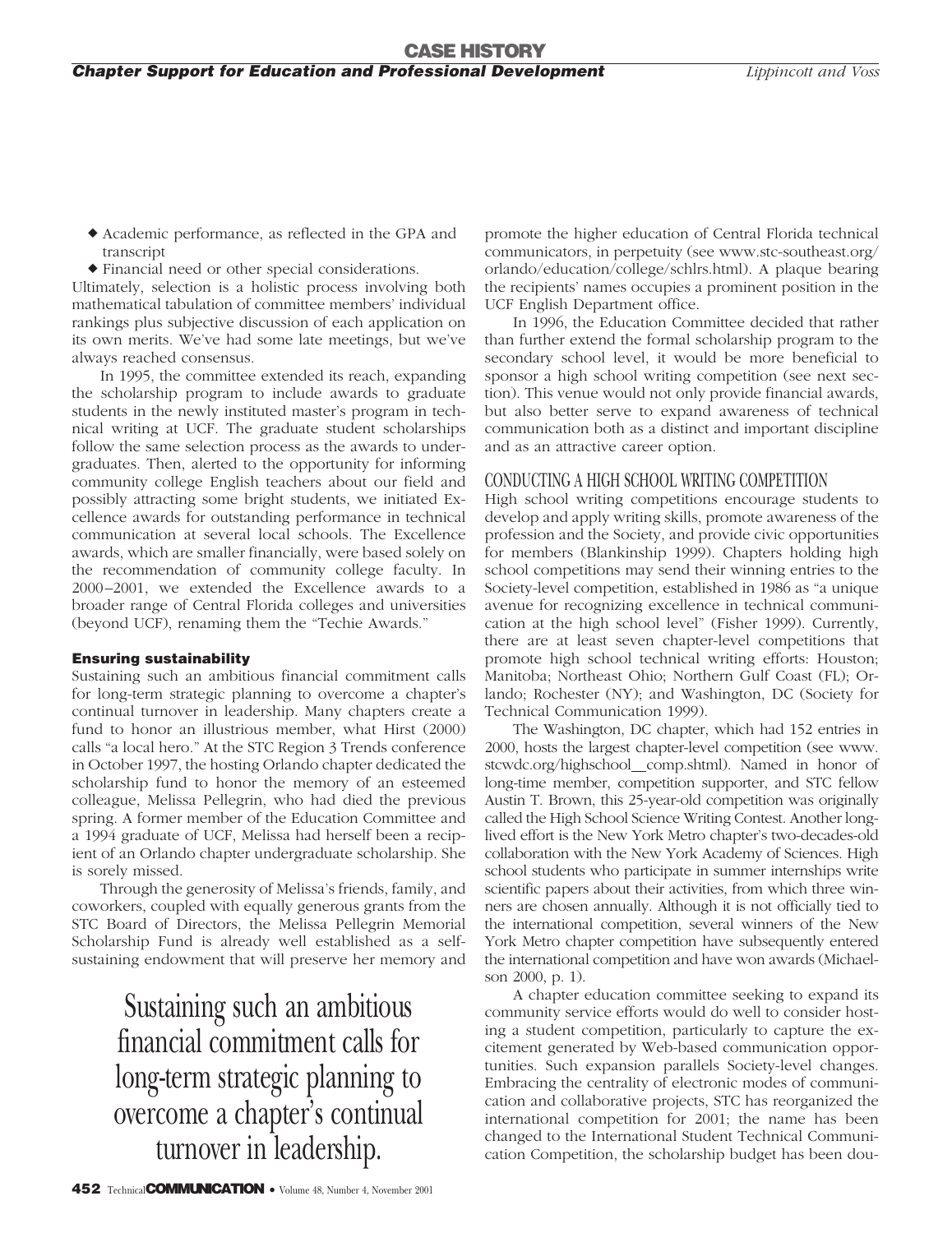- Academic performance, as reflected in the GPA and transcript
- Financial need or other special considerations.

Ultimately, selection is a holistic process involving both mathematical tabulation of committee members' individual rankings plus subjective discussion of each application on its own merits. We've had some late meetings, but we've always reached consensus.

In 1995, the committee extended its reach, expanding the scholarship program to include awards to graduate students in the newly instituted master's program in technical writing at UCF. The graduate student scholarships follow the same selection process as the awards to undergraduates. Then, alerted to the opportunity for informing community college English teachers about our field and possibly attracting some bright students, we initiated Excellence awards for outstanding performance in technical communication at several local schools. The Excellence awards, which are smaller financially, were based solely on the recommendation of community college faculty. In 2000–2001, we extended the Excellence awards to a broader range of Central Florida colleges and universities (beyond UCF), renaming them the "Techie Awards."

#### Ensuring sustainability

Sustaining such an ambitious financial commitment calls for long-term strategic planning to overcome a chapter's continual turnover in leadership. Many chapters create a fund to honor an illustrious member, what Hirst (2000) calls "a local hero." At the STC Region 3 Trends conference in October 1997, the hosting Orlando chapter dedicated the scholarship fund to honor the memory of an esteemed colleague, Melissa Pellegrin, who had died the previous spring. A former member of the Education Committee and a 1994 graduate of UCF, Melissa had herself been a recipient of an Orlando chapter undergraduate scholarship. She is sorely missed.

Through the generosity of Melissa's friends, family, and coworkers, coupled with equally generous grants from the STC Board of Directors, the Melissa Pellegrin Memorial Scholarship Fund is already well established as a self-sustaining endowment that will preserve her memory and promote the higher education of Central Florida technical communicators, in perpetuity (see www.stc-southeast.org/orlando/education/college/schlrs.html). A plaque bearing the recipients' names occupies a prominent position in the UCF English Department office.

> Sustaining such an ambitious financial commitment calls for long-term strategic planning to overcome a chapter's continual turnover in leadership.

In 1996, the Education Committee decided that rather than further extend the formal scholarship program to the secondary school level, it would be more beneficial to sponsor a high school writing competition (see next section). This venue would not only provide financial awards, but also better serve to expand awareness of technical communication both as a distinct and important discipline and as an attractive career option.

### CONDUCTING A HIGH SCHOOL WRITING COMPETITION

High school writing competitions encourage students to develop and apply writing skills, promote awareness of the profession and the Society, and provide civic opportunities for members (Blankinship 1999). Chapters holding high school competitions may send their winning entries to the Society-level competition, established in 1986 as "a unique avenue for recognizing excellence in technical communication at the high school level" (Fisher 1999). Currently, there are at least seven chapter-level competitions that promote high school technical writing efforts: Houston; Manitoba; Northeast Ohio; Northern Gulf Coast (FL); Orlando; Rochester (NY); and Washington, DC (Society for Technical Communication 1999).

The Washington, DC chapter, which had 152 entries in 2000, hosts the largest chapter-level competition (see www.stcwdc.org/highschool__comp.shtml). Named in honor of long-time member, competition supporter, and STC fellow Austin T. Brown, this 25-year-old competition was originally called the High School Science Writing Contest. Another long-lived effort is the New York Metro chapter's two-decades-old collaboration with the New York Academy of Sciences. High school students who participate in summer internships write scientific papers about their activities, from which three winners are chosen annually. Although it is not officially tied to the international competition, several winners of the New York Metro chapter competition have subsequently entered the international competition and have won awards (Michaelson 2000, p. 1).

A chapter education committee seeking to expand its community service efforts would do well to consider hosting a student competition, particularly to capture the excitement generated by Web-based communication opportunities. Such expansion parallels Society-level changes. Embracing the centrality of electronic modes of communication and collaborative projects, STC has reorganized the international competition for 2001; the name has been changed to the International Student Technical Communication Competition, the scholarship budget has been dou-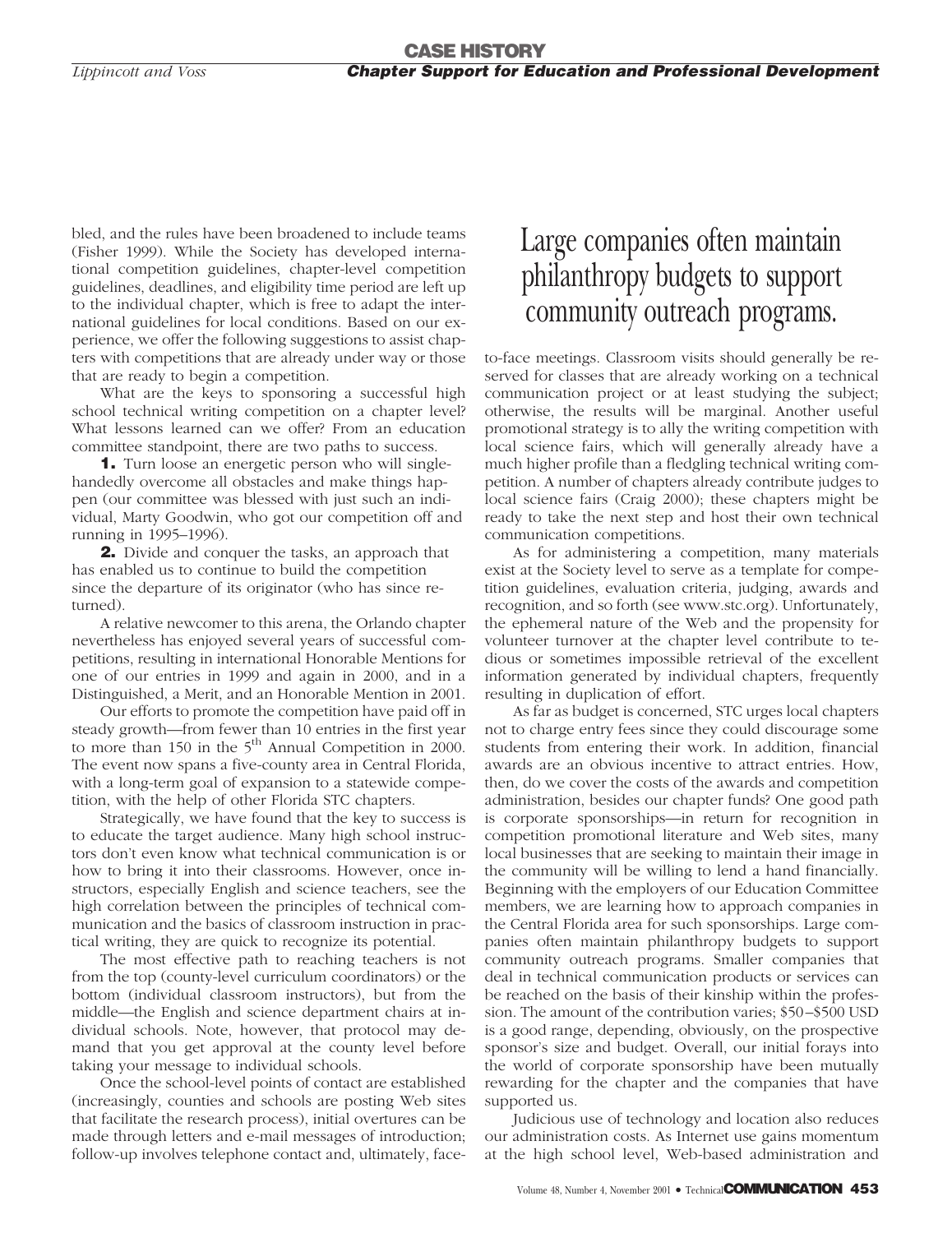bled, and the rules have been broadened to include teams (Fisher 1999). While the Society has developed international competition guidelines, chapter-level competition guidelines, deadlines, and eligibility time period are left up to the individual chapter, which is free to adapt the international guidelines for local conditions. Based on our experience, we offer the following suggestions to assist chapters with competitions that are already under way or those that are ready to begin a competition.

What are the keys to sponsoring a successful high school technical writing competition on a chapter level? What lessons learned can we offer? From an education committee standpoint, there are two paths to success.

**1.** Turn loose an energetic person who will single-handedly overcome all obstacles and make things happen (our committee was blessed with just such an individual, Marty Goodwin, who got our competition off and running in 1995–1996).

**2.** Divide and conquer the tasks, an approach that has enabled us to continue to build the competition since the departure of its originator (who has since returned).

A relative newcomer to this arena, the Orlando chapter nevertheless has enjoyed several years of successful competitions, resulting in international Honorable Mentions for one of our entries in 1999 and again in 2000, and in a Distinguished, a Merit, and an Honorable Mention in 2001.

Our efforts to promote the competition have paid off in steady growth—from fewer than 10 entries in the first year to more than 150 in the 5th Annual Competition in 2000. The event now spans a five-county area in Central Florida, with a long-term goal of expansion to a statewide competition, with the help of other Florida STC chapters.

Strategically, we have found that the key to success is to educate the target audience. Many high school instructors don't even know what technical communication is or how to bring it into their classrooms. However, once instructors, especially English and science teachers, see the high correlation between the principles of technical communication and the basics of classroom instruction in practical writing, they are quick to recognize its potential.

The most effective path to reaching teachers is not from the top (county-level curriculum coordinators) or the bottom (individual classroom instructors), but from the middle—the English and science department chairs at individual schools. Note, however, that protocol may demand that you get approval at the county level before taking your message to individual schools.

Once the school-level points of contact are established (increasingly, counties and schools are posting Web sites that facilitate the research process), initial overtures can be made through letters and e-mail messages of introduction; follow-up involves telephone contact and, ultimately, face-to-face meetings. Classroom visits should generally be reserved for classes that are already working on a technical communication project or at least studying the subject; otherwise, the results will be marginal. Another useful promotional strategy is to ally the writing competition with local science fairs, which will generally already have a much higher profile than a fledgling technical writing competition. A number of chapters already contribute judges to local science fairs (Craig 2000); these chapters might be ready to take the next step and host their own technical communication competitions.

As for administering a competition, many materials exist at the Society level to serve as a template for competition guidelines, evaluation criteria, judging, awards and recognition, and so forth (see www.stc.org). Unfortunately, the ephemeral nature of the Web and the propensity for volunteer turnover at the chapter level contribute to tedious or sometimes impossible retrieval of the excellent information generated by individual chapters, frequently resulting in duplication of effort.

> Large companies often maintain philanthropy budgets to support community outreach programs.

As far as budget is concerned, STC urges local chapters not to charge entry fees since they could discourage some students from entering their work. In addition, financial awards are an obvious incentive to attract entries. How, then, do we cover the costs of the awards and competition administration, besides our chapter funds? One good path is corporate sponsorships—in return for recognition in competition promotional literature and Web sites, many local businesses that are seeking to maintain their image in the community will be willing to lend a hand financially. Beginning with the employers of our Education Committee members, we are learning how to approach companies in the Central Florida area for such sponsorships. Large companies often maintain philanthropy budgets to support community outreach programs. Smaller companies that deal in technical communication products or services can be reached on the basis of their kinship within the profession. The amount of the contribution varies; $50–$500 USD is a good range, depending, obviously, on the prospective sponsor's size and budget. Overall, our initial forays into the world of corporate sponsorship have been mutually rewarding for the chapter and the companies that have supported us.

Judicious use of technology and location also reduces our administration costs. As Internet use gains momentum at the high school level, Web-based administration and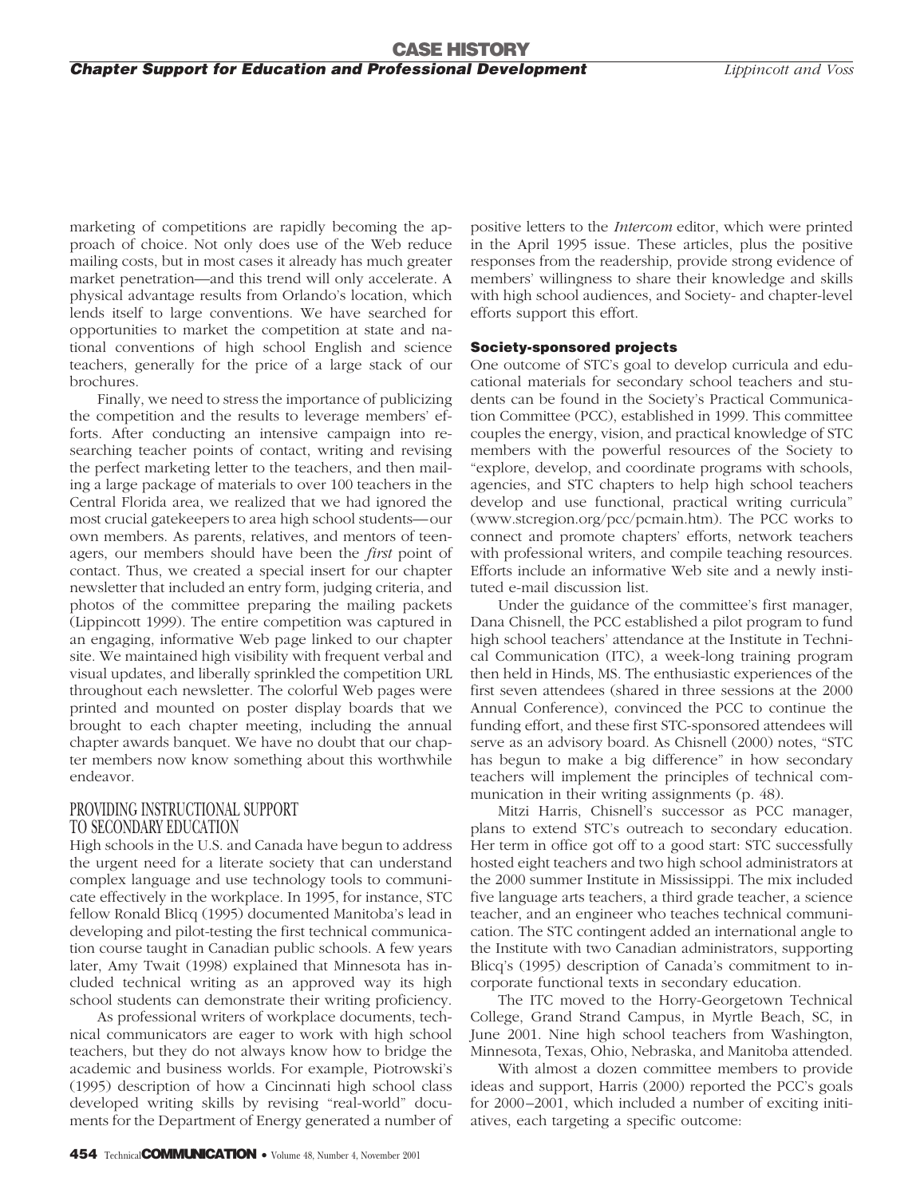marketing of competitions are rapidly becoming the approach of choice. Not only does use of the Web reduce mailing costs, but in most cases it already has much greater market penetration—and this trend will only accelerate. A physical advantage results from Orlando's location, which lends itself to large conventions. We have searched for opportunities to market the competition at state and national conventions of high school English and science teachers, generally for the price of a large stack of our brochures.

Finally, we need to stress the importance of publicizing the competition and the results to leverage members' efforts. After conducting an intensive campaign into researching teacher points of contact, writing and revising the perfect marketing letter to the teachers, and then mailing a large package of materials to over 100 teachers in the Central Florida area, we realized that we had ignored the most crucial gatekeepers to area high school students—our own members. As parents, relatives, and mentors of teenagers, our members should have been the *first* point of contact. Thus, we created a special insert for our chapter newsletter that included an entry form, judging criteria, and photos of the committee preparing the mailing packets (Lippincott 1999). The entire competition was captured in an engaging, informative Web page linked to our chapter site. We maintained high visibility with frequent verbal and visual updates, and liberally sprinkled the competition URL throughout each newsletter. The colorful Web pages were printed and mounted on poster display boards that we brought to each chapter meeting, including the annual chapter awards banquet. We have no doubt that our chapter members now know something about this worthwhile endeavor.

## PROVIDING INSTRUCTIONAL SUPPORT TO SECONDARY EDUCATION

High schools in the U.S. and Canada have begun to address the urgent need for a literate society that can understand complex language and use technology tools to communicate effectively in the workplace. In 1995, for instance, STC fellow Ronald Blicq (1995) documented Manitoba's lead in developing and pilot-testing the first technical communication course taught in Canadian public schools. A few years later, Amy Twait (1998) explained that Minnesota has included technical writing as an approved way its high school students can demonstrate their writing proficiency.

As professional writers of workplace documents, technical communicators are eager to work with high school teachers, but they do not always know how to bridge the academic and business worlds. For example, Piotrowski's (1995) description of how a Cincinnati high school class developed writing skills by revising "real-world" documents for the Department of Energy generated a number of positive letters to the *Intercom* editor, which were printed in the April 1995 issue. These articles, plus the positive responses from the readership, provide strong evidence of members' willingness to share their knowledge and skills with high school audiences, and Society- and chapter-level efforts support this effort.

### Society-sponsored projects

One outcome of STC's goal to develop curricula and educational materials for secondary school teachers and students can be found in the Society's Practical Communication Committee (PCC), established in 1999. This committee couples the energy, vision, and practical knowledge of STC members with the powerful resources of the Society to "explore, develop, and coordinate programs with schools, agencies, and STC chapters to help high school teachers develop and use functional, practical writing curricula" (www.stcregion.org/pcc/pcmain.htm). The PCC works to connect and promote chapters' efforts, network teachers with professional writers, and compile teaching resources. Efforts include an informative Web site and a newly instituted e-mail discussion list.

Under the guidance of the committee's first manager, Dana Chisnell, the PCC established a pilot program to fund high school teachers' attendance at the Institute in Technical Communication (ITC), a week-long training program then held in Hinds, MS. The enthusiastic experiences of the first seven attendees (shared in three sessions at the 2000 Annual Conference), convinced the PCC to continue the funding effort, and these first STC-sponsored attendees will serve as an advisory board. As Chisnell (2000) notes, "STC has begun to make a big difference" in how secondary teachers will implement the principles of technical communication in their writing assignments (p. 48).

Mitzi Harris, Chisnell's successor as PCC manager, plans to extend STC's outreach to secondary education. Her term in office got off to a good start: STC successfully hosted eight teachers and two high school administrators at the 2000 summer Institute in Mississippi. The mix included five language arts teachers, a third grade teacher, a science teacher, and an engineer who teaches technical communication. The STC contingent added an international angle to the Institute with two Canadian administrators, supporting Blicq's (1995) description of Canada's commitment to incorporate functional texts in secondary education.

The ITC moved to the Horry-Georgetown Technical College, Grand Strand Campus, in Myrtle Beach, SC, in June 2001. Nine high school teachers from Washington, Minnesota, Texas, Ohio, Nebraska, and Manitoba attended.

With almost a dozen committee members to provide ideas and support, Harris (2000) reported the PCC's goals for 2000–2001, which included a number of exciting initiatives, each targeting a specific outcome: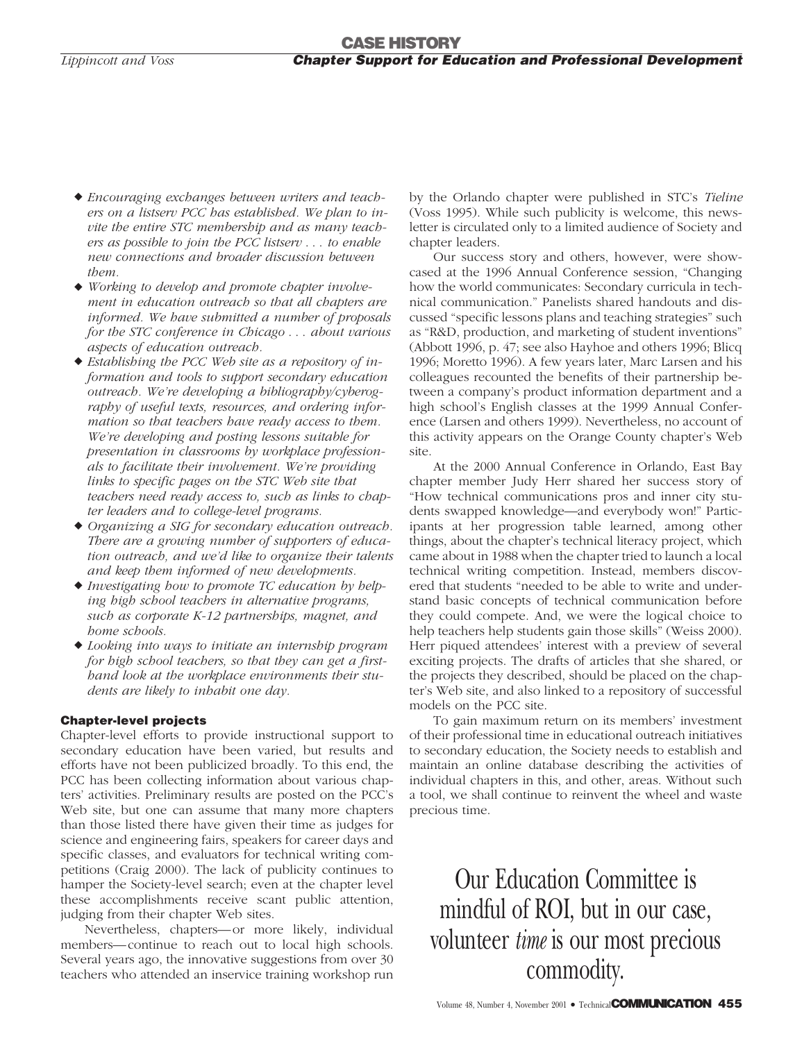- *Encouraging exchanges between writers and teachers on a listserv PCC has established. We plan to invite the entire STC membership and as many teachers as possible to join the PCC listserv . . . to enable new connections and broader discussion between them.*
- *Working to develop and promote chapter involvement in education outreach so that all chapters are informed. We have submitted a number of proposals for the STC conference in Chicago . . . about various aspects of education outreach.*
- *Establishing the PCC Web site as a repository of information and tools to support secondary education outreach. We're developing a bibliography/cyberography of useful texts, resources, and ordering information so that teachers have ready access to them. We're developing and posting lessons suitable for presentation in classrooms by workplace professionals to facilitate their involvement. We're providing links to specific pages on the STC Web site that teachers need ready access to, such as links to chapter leaders and to college-level programs.*
- *Organizing a SIG for secondary education outreach. There are a growing number of supporters of education outreach, and we'd like to organize their talents and keep them informed of new developments.*
- *Investigating how to promote TC education by helping high school teachers in alternative programs, such as corporate K-12 partnerships, magnet, and home schools.*
- *Looking into ways to initiate an internship program for high school teachers, so that they can get a first-hand look at the workplace environments their students are likely to inhabit one day.*

### Chapter-level projects

Chapter-level efforts to provide instructional support to secondary education have been varied, but results and efforts have not been publicized broadly. To this end, the PCC has been collecting information about various chapters' activities. Preliminary results are posted on the PCC's Web site, but one can assume that many more chapters than those listed there have given their time as judges for science and engineering fairs, speakers for career days and specific classes, and evaluators for technical writing competitions (Craig 2000). The lack of publicity continues to hamper the Society-level search; even at the chapter level these accomplishments receive scant public attention, judging from their chapter Web sites.

Nevertheless, chapters—or more likely, individual members—continue to reach out to local high schools. Several years ago, the innovative suggestions from over 30 teachers who attended an inservice training workshop run by the Orlando chapter were published in STC's *Tieline* (Voss 1995). While such publicity is welcome, this newsletter is circulated only to a limited audience of Society and chapter leaders.

Our success story and others, however, were showcased at the 1996 Annual Conference session, "Changing how the world communicates: Secondary curricula in technical communication." Panelists shared handouts and discussed "specific lessons plans and teaching strategies" such as "R&D, production, and marketing of student inventions" (Abbott 1996, p. 47; see also Hayhoe and others 1996; Blicq 1996; Moretto 1996). A few years later, Marc Larsen and his colleagues recounted the benefits of their partnership between a company's product information department and a high school's English classes at the 1999 Annual Conference (Larsen and others 1999). Nevertheless, no account of this activity appears on the Orange County chapter's Web site.

At the 2000 Annual Conference in Orlando, East Bay chapter member Judy Herr shared her success story of "How technical communications pros and inner city students swapped knowledge—and everybody won!" Participants at her progression table learned, among other things, about the chapter's technical literacy project, which came about in 1988 when the chapter tried to launch a local technical writing competition. Instead, members discovered that students "needed to be able to write and understand basic concepts of technical communication before they could compete. And, we were the logical choice to help teachers help students gain those skills" (Weiss 2000). Herr piqued attendees' interest with a preview of several exciting projects. The drafts of articles that she shared, or the projects they described, should be placed on the chapter's Web site, and also linked to a repository of successful models on the PCC site.

To gain maximum return on its members' investment of their professional time in educational outreach initiatives to secondary education, the Society needs to establish and maintain an online database describing the activities of individual chapters in this, and other, areas. Without such a tool, we shall continue to reinvent the wheel and waste precious time.

Our Education Committee is mindful of ROI, but in our case, volunteer *time* is our most precious commodity.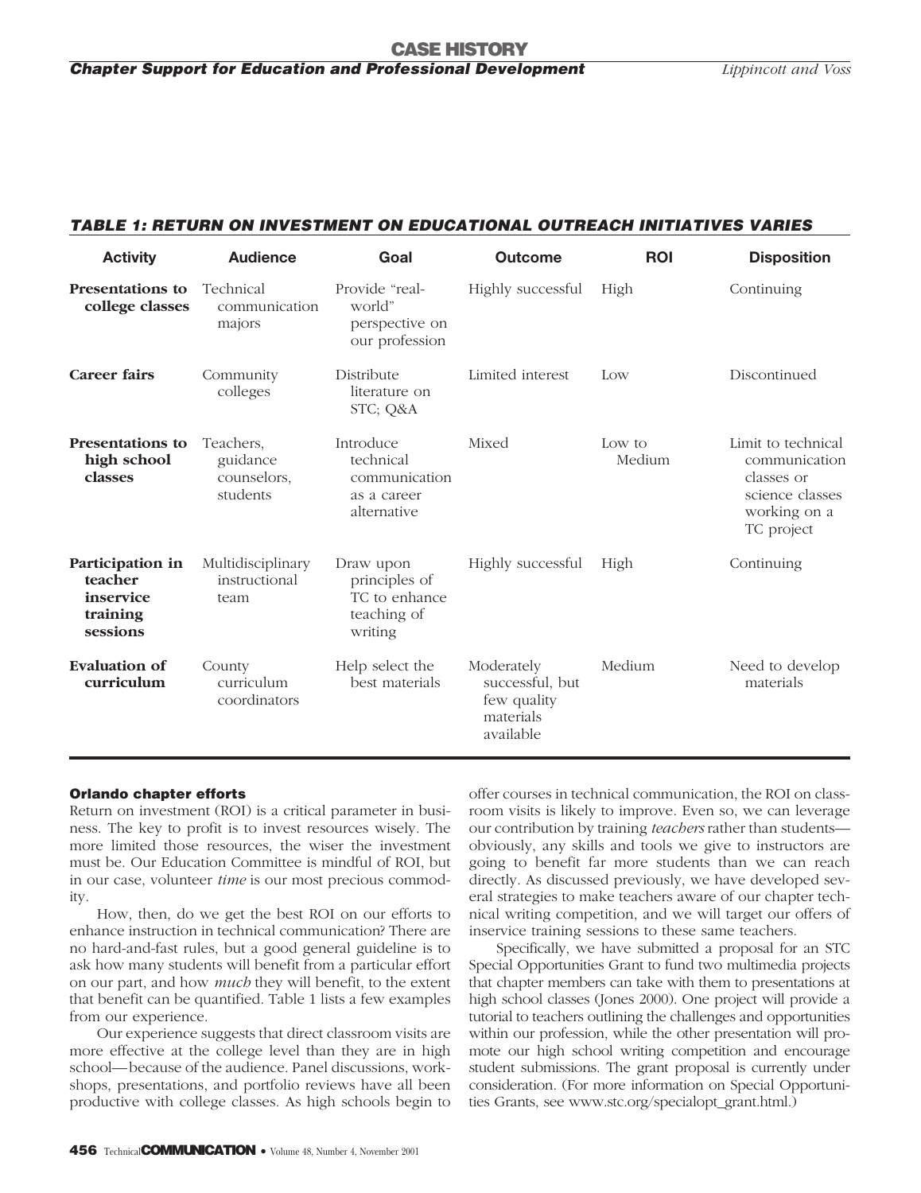**TABLE 1: RETURN ON INVESTMENT ON EDUCATIONAL OUTREACH INITIATIVES VARIES**

| Activity | Audience | Goal | Outcome | ROI | Disposition |
|---|---|---|---|---|---|
| **Presentations to college classes** | Technical communication majors | Provide "real-world" perspective on our profession | Highly successful | High | Continuing |
| **Career fairs** | Community colleges | Distribute literature on STC; Q&A | Limited interest | Low | Discontinued |
| **Presentations to high school classes** | Teachers, guidance counselors, students | Introduce technical communication as a career alternative | Mixed | Low to Medium | Limit to technical communication classes or science classes working on a TC project |
| **Participation in teacher inservice training sessions** | Multidisciplinary instructional team | Draw upon principles of TC to enhance teaching of writing | Highly successful | High | Continuing |
| **Evaluation of curriculum** | County curriculum coordinators | Help select the best materials | Moderately successful, but few quality materials available | Medium | Need to develop materials |

### Orlando chapter efforts

Return on investment (ROI) is a critical parameter in business. The key to profit is to invest resources wisely. The more limited those resources, the wiser the investment must be. Our Education Committee is mindful of ROI, but in our case, volunteer *time* is our most precious commodity.

How, then, do we get the best ROI on our efforts to enhance instruction in technical communication? There are no hard-and-fast rules, but a good general guideline is to ask how many students will benefit from a particular effort on our part, and how *much* they will benefit, to the extent that benefit can be quantified. Table 1 lists a few examples from our experience.

Our experience suggests that direct classroom visits are more effective at the college level than they are in high school—because of the audience. Panel discussions, workshops, presentations, and portfolio reviews have all been productive with college classes. As high schools begin to offer courses in technical communication, the ROI on classroom visits is likely to improve. Even so, we can leverage our contribution by training *teachers* rather than students—obviously, any skills and tools we give to instructors are going to benefit far more students than we can reach directly. As discussed previously, we have developed several strategies to make teachers aware of our chapter technical writing competition, and we will target our offers of inservice training sessions to these same teachers.

Specifically, we have submitted a proposal for an STC Special Opportunities Grant to fund two multimedia projects that chapter members can take with them to presentations at high school classes (Jones 2000). One project will provide a tutorial to teachers outlining the challenges and opportunities within our profession, while the other presentation will promote our high school writing competition and encourage student submissions. The grant proposal is currently under consideration. (For more information on Special Opportunities Grants, see www.stc.org/specialopt_grant.html.)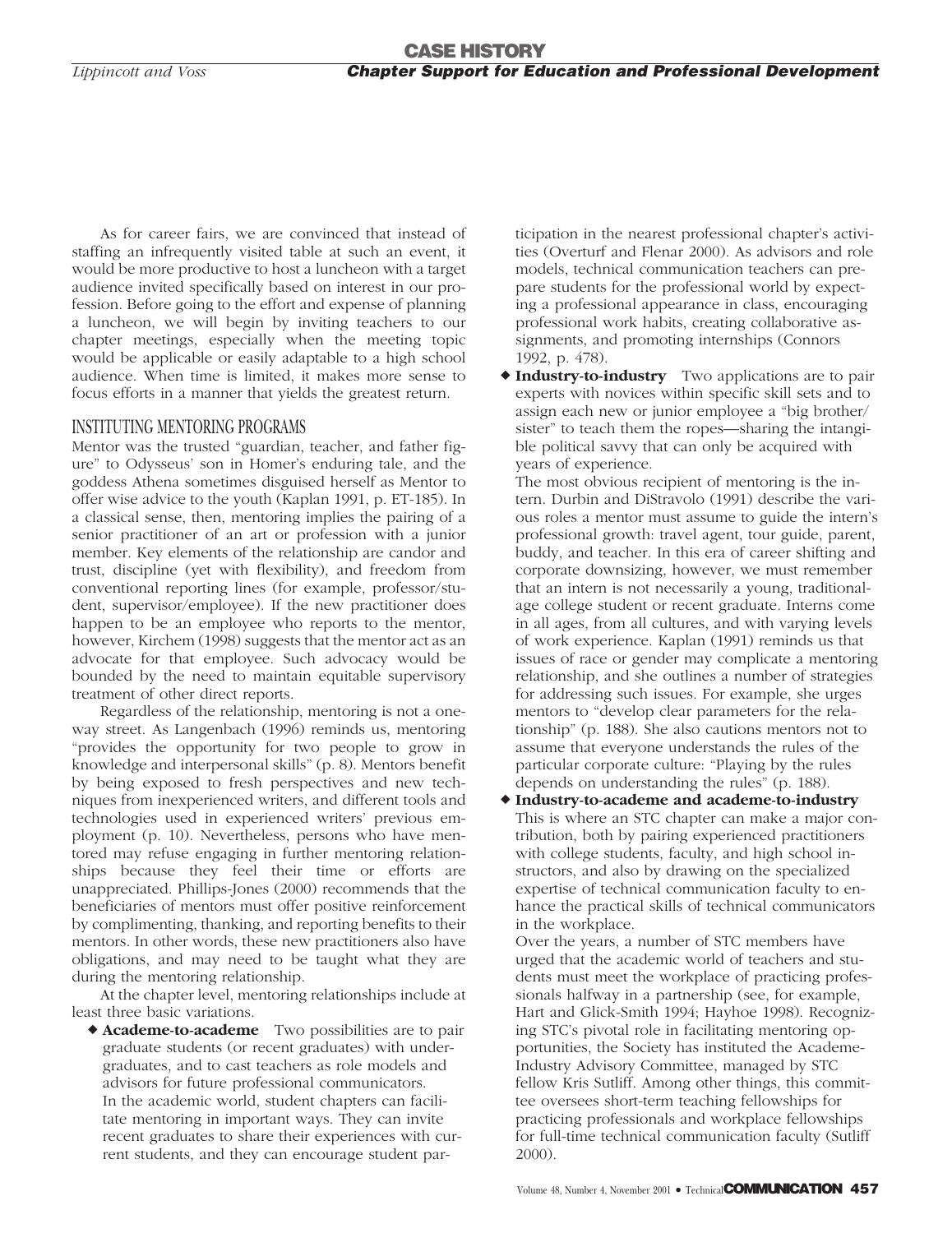As for career fairs, we are convinced that instead of staffing an infrequently visited table at such an event, it would be more productive to host a luncheon with a target audience invited specifically based on interest in our profession. Before going to the effort and expense of planning a luncheon, we will begin by inviting teachers to our chapter meetings, especially when the meeting topic would be applicable or easily adaptable to a high school audience. When time is limited, it makes more sense to focus efforts in a manner that yields the greatest return.

## INSTITUTING MENTORING PROGRAMS

Mentor was the trusted "guardian, teacher, and father figure" to Odysseus' son in Homer's enduring tale, and the goddess Athena sometimes disguised herself as Mentor to offer wise advice to the youth (Kaplan 1991, p. ET-185). In a classical sense, then, mentoring implies the pairing of a senior practitioner of an art or profession with a junior member. Key elements of the relationship are candor and trust, discipline (yet with flexibility), and freedom from conventional reporting lines (for example, professor/student, supervisor/employee). If the new practitioner does happen to be an employee who reports to the mentor, however, Kirchem (1998) suggests that the mentor act as an advocate for that employee. Such advocacy would be bounded by the need to maintain equitable supervisory treatment of other direct reports.

Regardless of the relationship, mentoring is not a one-way street. As Langenbach (1996) reminds us, mentoring "provides the opportunity for two people to grow in knowledge and interpersonal skills" (p. 8). Mentors benefit by being exposed to fresh perspectives and new techniques from inexperienced writers, and different tools and technologies used in experienced writers' previous employment (p. 10). Nevertheless, persons who have mentored may refuse engaging in further mentoring relationships because they feel their time or efforts are unappreciated. Phillips-Jones (2000) recommends that the beneficiaries of mentors must offer positive reinforcement by complimenting, thanking, and reporting benefits to their mentors. In other words, these new practitioners also have obligations, and may need to be taught what they are during the mentoring relationship.

At the chapter level, mentoring relationships include at least three basic variations.

- **Academe-to-academe** Two possibilities are to pair graduate students (or recent graduates) with undergraduates, and to cast teachers as role models and advisors for future professional communicators.
  In the academic world, student chapters can facilitate mentoring in important ways. They can invite recent graduates to share their experiences with current students, and they can encourage student participation in the nearest professional chapter's activities (Overturf and Flenar 2000). As advisors and role models, technical communication teachers can prepare students for the professional world by expecting a professional appearance in class, encouraging professional work habits, creating collaborative assignments, and promoting internships (Connors 1992, p. 478).
- **Industry-to-industry** Two applications are to pair experts with novices within specific skill sets and to assign each new or junior employee a "big brother/sister" to teach them the ropes—sharing the intangible political savvy that can only be acquired with years of experience.
  The most obvious recipient of mentoring is the intern. Durbin and DiStravolo (1991) describe the various roles a mentor must assume to guide the intern's professional growth: travel agent, tour guide, parent, buddy, and teacher. In this era of career shifting and corporate downsizing, however, we must remember that an intern is not necessarily a young, traditional-age college student or recent graduate. Interns come in all ages, from all cultures, and with varying levels of work experience. Kaplan (1991) reminds us that issues of race or gender may complicate a mentoring relationship, and she outlines a number of strategies for addressing such issues. For example, she urges mentors to "develop clear parameters for the relationship" (p. 188). She also cautions mentors not to assume that everyone understands the rules of the particular corporate culture: "Playing by the rules depends on understanding the rules" (p. 188).
- **Industry-to-academe and academe-to-industry** This is where an STC chapter can make a major contribution, both by pairing experienced practitioners with college students, faculty, and high school instructors, and also by drawing on the specialized expertise of technical communication faculty to enhance the practical skills of technical communicators in the workplace.
  Over the years, a number of STC members have urged that the academic world of teachers and students must meet the workplace of practicing professionals halfway in a partnership (see, for example, Hart and Glick-Smith 1994; Hayhoe 1998). Recognizing STC's pivotal role in facilitating mentoring opportunities, the Society has instituted the Academe-Industry Advisory Committee, managed by STC fellow Kris Sutliff. Among other things, this committee oversees short-term teaching fellowships for practicing professionals and workplace fellowships for full-time technical communication faculty (Sutliff 2000).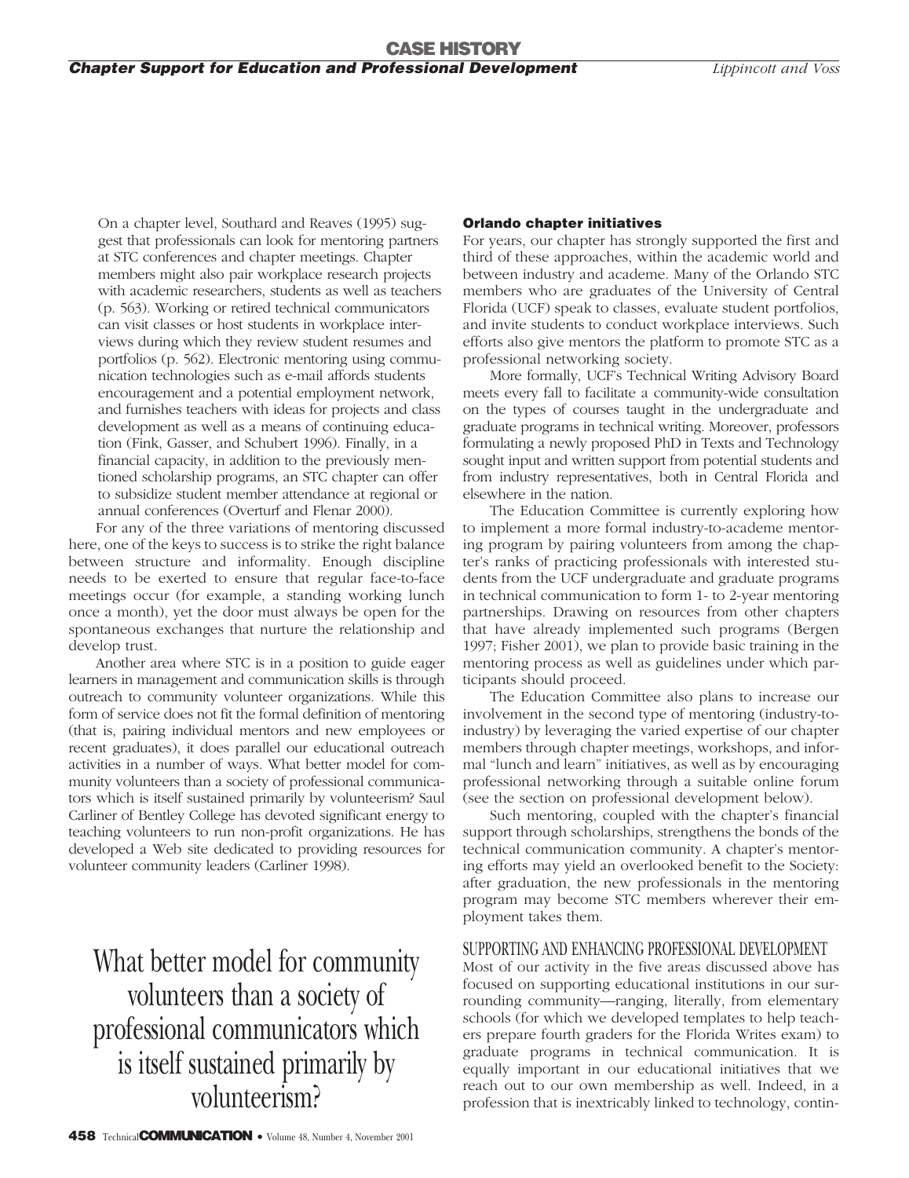On a chapter level, Southard and Reaves (1995) suggest that professionals can look for mentoring partners at STC conferences and chapter meetings. Chapter members might also pair workplace research projects with academic researchers, students as well as teachers (p. 563). Working or retired technical communicators can visit classes or host students in workplace interviews during which they review student resumes and portfolios (p. 562). Electronic mentoring using communication technologies such as e-mail affords students encouragement and a potential employment network, and furnishes teachers with ideas for projects and class development as well as a means of continuing education (Fink, Gasser, and Schubert 1996). Finally, in a financial capacity, in addition to the previously mentioned scholarship programs, an STC chapter can offer to subsidize student member attendance at regional or annual conferences (Overturf and Flenar 2000).

For any of the three variations of mentoring discussed here, one of the keys to success is to strike the right balance between structure and informality. Enough discipline needs to be exerted to ensure that regular face-to-face meetings occur (for example, a standing working lunch once a month), yet the door must always be open for the spontaneous exchanges that nurture the relationship and develop trust.

Another area where STC is in a position to guide eager learners in management and communication skills is through outreach to community volunteer organizations. While this form of service does not fit the formal definition of mentoring (that is, pairing individual mentors and new employees or recent graduates), it does parallel our educational outreach activities in a number of ways. What better model for community volunteers than a society of professional communicators which is itself sustained primarily by volunteerism? Saul Carliner of Bentley College has devoted significant energy to teaching volunteers to run non-profit organizations. He has developed a Web site dedicated to providing resources for volunteer community leaders (Carliner 1998).

> What better model for community volunteers than a society of professional communicators which is itself sustained primarily by volunteerism?

#### Orlando chapter initiatives

For years, our chapter has strongly supported the first and third of these approaches, within the academic world and between industry and academe. Many of the Orlando STC members who are graduates of the University of Central Florida (UCF) speak to classes, evaluate student portfolios, and invite students to conduct workplace interviews. Such efforts also give mentors the platform to promote STC as a professional networking society.

More formally, UCF's Technical Writing Advisory Board meets every fall to facilitate a community-wide consultation on the types of courses taught in the undergraduate and graduate programs in technical writing. Moreover, professors formulating a newly proposed PhD in Texts and Technology sought input and written support from potential students and from industry representatives, both in Central Florida and elsewhere in the nation.

The Education Committee is currently exploring how to implement a more formal industry-to-academe mentoring program by pairing volunteers from among the chapter's ranks of practicing professionals with interested students from the UCF undergraduate and graduate programs in technical communication to form 1- to 2-year mentoring partnerships. Drawing on resources from other chapters that have already implemented such programs (Bergen 1997; Fisher 2001), we plan to provide basic training in the mentoring process as well as guidelines under which participants should proceed.

The Education Committee also plans to increase our involvement in the second type of mentoring (industry-to-industry) by leveraging the varied expertise of our chapter members through chapter meetings, workshops, and informal "lunch and learn" initiatives, as well as by encouraging professional networking through a suitable online forum (see the section on professional development below).

Such mentoring, coupled with the chapter's financial support through scholarships, strengthens the bonds of the technical communication community. A chapter's mentoring efforts may yield an overlooked benefit to the Society: after graduation, the new professionals in the mentoring program may become STC members wherever their employment takes them.

### SUPPORTING AND ENHANCING PROFESSIONAL DEVELOPMENT

Most of our activity in the five areas discussed above has focused on supporting educational institutions in our surrounding community—ranging, literally, from elementary schools (for which we developed templates to help teachers prepare fourth graders for the Florida Writes exam) to graduate programs in technical communication. It is equally important in our educational initiatives that we reach out to our own membership as well. Indeed, in a profession that is inextricably linked to technology, contin-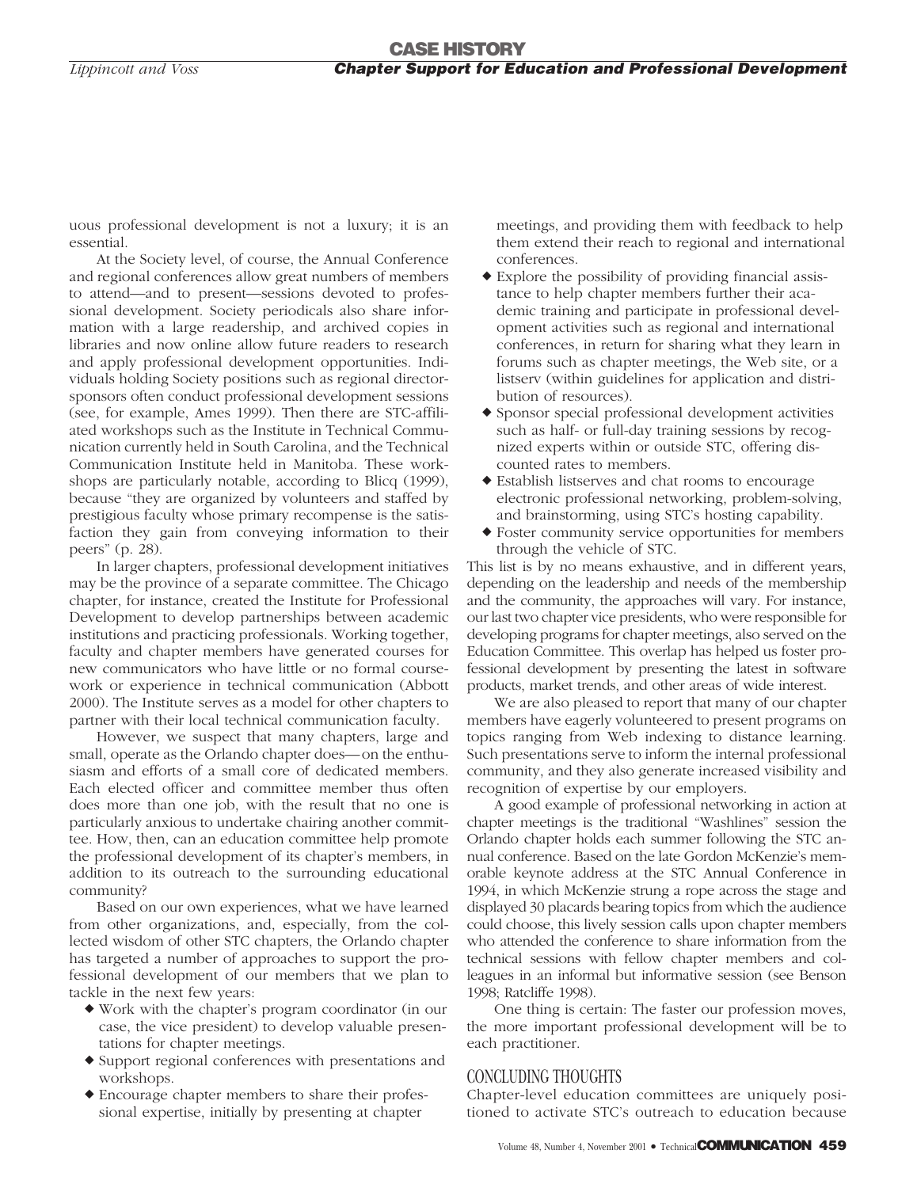uous professional development is not a luxury; it is an essential.

At the Society level, of course, the Annual Conference and regional conferences allow great numbers of members to attend—and to present—sessions devoted to professional development. Society periodicals also share information with a large readership, and archived copies in libraries and now online allow future readers to research and apply professional development opportunities. Individuals holding Society positions such as regional director-sponsors often conduct professional development sessions (see, for example, Ames 1999). Then there are STC-affiliated workshops such as the Institute in Technical Communication currently held in South Carolina, and the Technical Communication Institute held in Manitoba. These workshops are particularly notable, according to Blicq (1999), because "they are organized by volunteers and staffed by prestigious faculty whose primary recompense is the satisfaction they gain from conveying information to their peers" (p. 28).

In larger chapters, professional development initiatives may be the province of a separate committee. The Chicago chapter, for instance, created the Institute for Professional Development to develop partnerships between academic institutions and practicing professionals. Working together, faculty and chapter members have generated courses for new communicators who have little or no formal coursework or experience in technical communication (Abbott 2000). The Institute serves as a model for other chapters to partner with their local technical communication faculty.

However, we suspect that many chapters, large and small, operate as the Orlando chapter does—on the enthusiasm and efforts of a small core of dedicated members. Each elected officer and committee member thus often does more than one job, with the result that no one is particularly anxious to undertake chairing another committee. How, then, can an education committee help promote the professional development of its chapter's members, in addition to its outreach to the surrounding educational community?

Based on our own experiences, what we have learned from other organizations, and, especially, from the collected wisdom of other STC chapters, the Orlando chapter has targeted a number of approaches to support the professional development of our members that we plan to tackle in the next few years:

- Work with the chapter's program coordinator (in our case, the vice president) to develop valuable presentations for chapter meetings.
- Support regional conferences with presentations and workshops.
- Encourage chapter members to share their professional expertise, initially by presenting at chapter meetings, and providing them with feedback to help them extend their reach to regional and international conferences.
- Explore the possibility of providing financial assistance to help chapter members further their academic training and participate in professional development activities such as regional and international conferences, in return for sharing what they learn in forums such as chapter meetings, the Web site, or a listserv (within guidelines for application and distribution of resources).
- Sponsor special professional development activities such as half- or full-day training sessions by recognized experts within or outside STC, offering discounted rates to members.
- Establish listserves and chat rooms to encourage electronic professional networking, problem-solving, and brainstorming, using STC's hosting capability.
- Foster community service opportunities for members through the vehicle of STC.

This list is by no means exhaustive, and in different years, depending on the leadership and needs of the membership and the community, the approaches will vary. For instance, our last two chapter vice presidents, who were responsible for developing programs for chapter meetings, also served on the Education Committee. This overlap has helped us foster professional development by presenting the latest in software products, market trends, and other areas of wide interest.

We are also pleased to report that many of our chapter members have eagerly volunteered to present programs on topics ranging from Web indexing to distance learning. Such presentations serve to inform the internal professional community, and they also generate increased visibility and recognition of expertise by our employers.

A good example of professional networking in action at chapter meetings is the traditional "Washlines" session the Orlando chapter holds each summer following the STC annual conference. Based on the late Gordon McKenzie's memorable keynote address at the STC Annual Conference in 1994, in which McKenzie strung a rope across the stage and displayed 30 placards bearing topics from which the audience could choose, this lively session calls upon chapter members who attended the conference to share information from the sessions with fellow chapter members and colleagues in an informal but informative session (see Benson 1998; Ratcliffe 1998).

One thing is certain: The faster our profession moves, the more important professional development will be to each practitioner.

## CONCLUDING THOUGHTS

Chapter-level education committees are uniquely positioned to activate STC's outreach to education because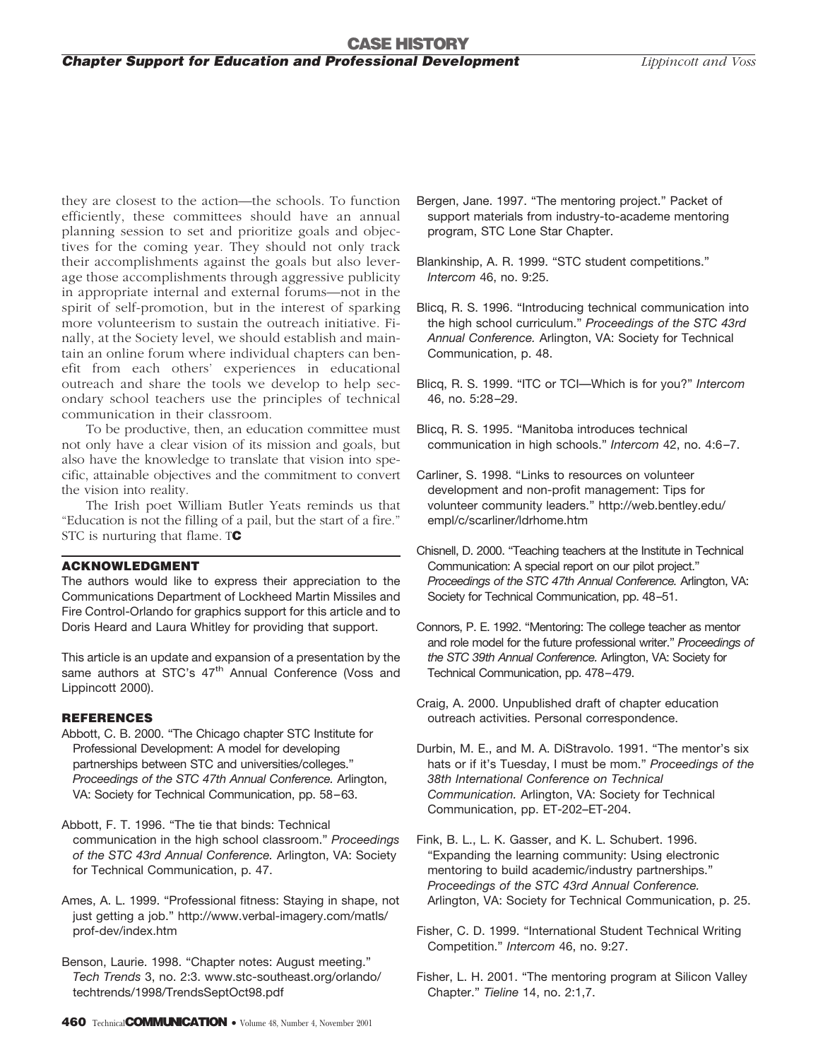they are closest to the action—the schools. To function efficiently, these committees should have an annual planning session to set and prioritize goals and objectives for the coming year. They should not only track their accomplishments against the goals but also leverage those accomplishments through aggressive publicity in appropriate internal and external forums—not in the spirit of self-promotion, but in the interest of sparking more volunteerism to sustain the outreach initiative. Finally, at the Society level, we should establish and maintain an online forum where individual chapters can benefit from each others' experiences in educational outreach and share the tools we develop to help secondary school teachers use the principles of technical communication in their classroom.

To be productive, then, an education committee must not only have a clear vision of its mission and goals, but also have the knowledge to translate that vision into specific, attainable objectives and the commitment to convert the vision into reality.

The Irish poet William Butler Yeats reminds us that "Education is not the filling of a pail, but the start of a fire." STC is nurturing that flame. TC

## ACKNOWLEDGMENT

The authors would like to express their appreciation to the Communications Department of Lockheed Martin Missiles and Fire Control-Orlando for graphics support for this article and to Doris Heard and Laura Whitley for providing that support.

This article is an update and expansion of a presentation by the same authors at STC's 47th Annual Conference (Voss and Lippincott 2000).

## REFERENCES

Abbott, C. B. 2000. "The Chicago chapter STC Institute for Professional Development: A model for developing partnerships between STC and universities/colleges." *Proceedings of the STC 47th Annual Conference.* Arlington, VA: Society for Technical Communication, pp. 58–63.

Abbott, F. T. 1996. "The tie that binds: Technical communication in the high school classroom." *Proceedings of the STC 43rd Annual Conference.* Arlington, VA: Society for Technical Communication, p. 47.

Ames, A. L. 1999. "Professional fitness: Staying in shape, not just getting a job." http://www.verbal-imagery.com/matls/prof-dev/index.htm

Benson, Laurie. 1998. "Chapter notes: August meeting." *Tech Trends* 3, no. 2:3. www.stc-southeast.org/orlando/techtrends/1998/TrendsSeptOct98.pdf

Bergen, Jane. 1997. "The mentoring project." Packet of support materials from industry-to-academe mentoring program, STC Lone Star Chapter.

Blankinship, A. R. 1999. "STC student competitions." *Intercom* 46, no. 9:25.

Blicq, R. S. 1996. "Introducing technical communication into the high school curriculum." *Proceedings of the STC 43rd Annual Conference.* Arlington, VA: Society for Technical Communication, p. 48.

Blicq, R. S. 1999. "ITC or TCI—Which is for you?" *Intercom* 46, no. 5:28–29.

Blicq, R. S. 1995. "Manitoba introduces technical communication in high schools." *Intercom* 42, no. 4:6–7.

Carliner, S. 1998. "Links to resources on volunteer development and non-profit management: Tips for volunteer community leaders." http://web.bentley.edu/empl/c/scarliner/ldrhome.htm

Chisnell, D. 2000. "Teaching teachers at the Institute in Technical Communication: A special report on our pilot project." *Proceedings of the STC 47th Annual Conference.* Arlington, VA: Society for Technical Communication, pp. 48–51.

Connors, P. E. 1992. "Mentoring: The college teacher as mentor and role model for the future professional writer." *Proceedings of the STC 39th Annual Conference.* Arlington, VA: Society for Technical Communication, pp. 478–479.

Craig, A. 2000. Unpublished draft of chapter education outreach activities. Personal correspondence.

Durbin, M. E., and M. A. DiStravolo. 1991. "The mentor's six hats or if it's Tuesday, I must be mom." *Proceedings of the 38th International Conference on Technical Communication.* Arlington, VA: Society for Technical Communication, pp. ET-202–ET-204.

Fink, B. L., L. K. Gasser, and K. L. Schubert. 1996. "Expanding the learning community: Using electronic mentoring to build academic/industry partnerships." *Proceedings of the STC 43rd Annual Conference.* Arlington, VA: Society for Technical Communication, p. 25.

Fisher, C. D. 1999. "International Student Technical Writing Competition." *Intercom* 46, no. 9:27.

Fisher, L. H. 2001. "The mentoring program at Silicon Valley Chapter." *Tieline* 14, no. 2:1,7.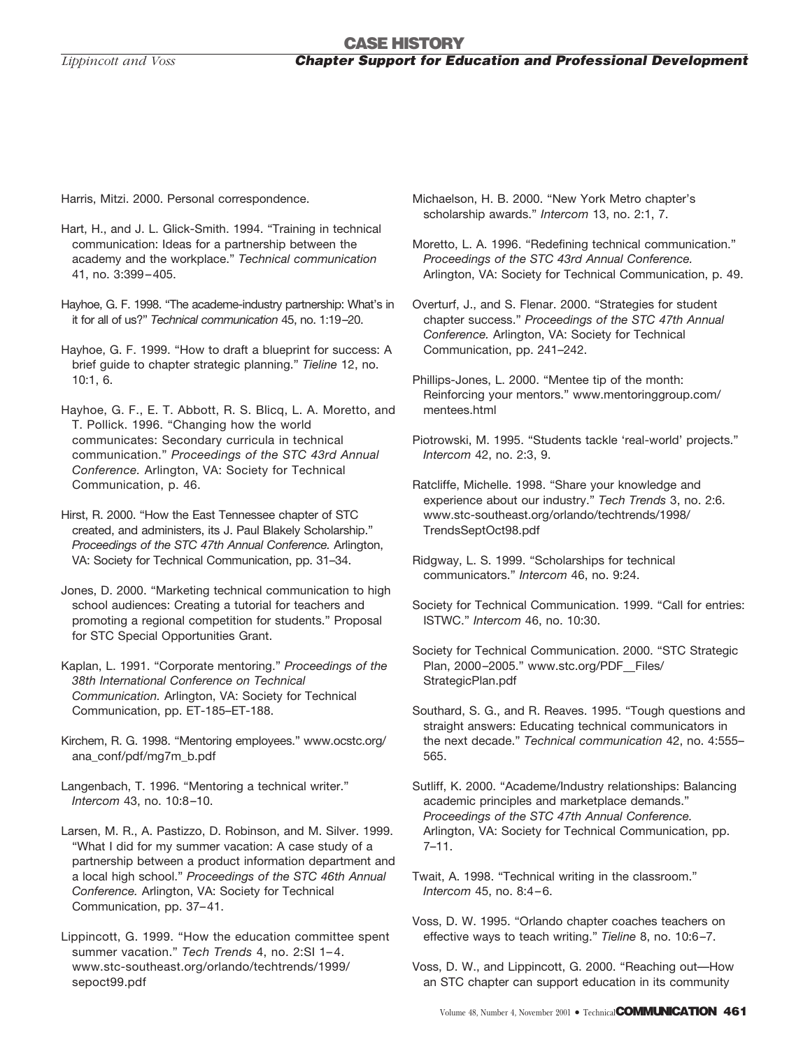Harris, Mitzi. 2000. Personal correspondence.

Hart, H., and J. L. Glick-Smith. 1994. "Training in technical communication: Ideas for a partnership between the academy and the workplace." *Technical communication* 41, no. 3:399–405.

Hayhoe, G. F. 1998. "The academe-industry partnership: What's in it for all of us?" *Technical communication* 45, no. 1:19–20.

Hayhoe, G. F. 1999. "How to draft a blueprint for success: A brief guide to chapter strategic planning." *Tieline* 12, no. 10:1, 6.

Hayhoe, G. F., E. T. Abbott, R. S. Blicq, L. A. Moretto, and T. Pollick. 1996. "Changing how the world communicates: Secondary curricula in technical communication." *Proceedings of the STC 43rd Annual Conference.* Arlington, VA: Society for Technical Communication, p. 46.

Hirst, R. 2000. "How the East Tennessee chapter of STC created, and administers, its J. Paul Blakely Scholarship." *Proceedings of the STC 47th Annual Conference.* Arlington, VA: Society for Technical Communication, pp. 31–34.

Jones, D. 2000. "Marketing technical communication to high school audiences: Creating a tutorial for teachers and promoting a regional competition for students." Proposal for STC Special Opportunities Grant.

Kaplan, L. 1991. "Corporate mentoring." *Proceedings of the 38th International Conference on Technical Communication.* Arlington, VA: Society for Technical Communication, pp. ET-185–ET-188.

Kirchem, R. G. 1998. "Mentoring employees." www.ocstc.org/ana_conf/pdf/mg7m_b.pdf

Langenbach, T. 1996. "Mentoring a technical writer." *Intercom* 43, no. 10:8–10.

Larsen, M. R., A. Pastizzo, D. Robinson, and M. Silver. 1999. "What I did for my summer vacation: A case study of a partnership between a product information department and a local high school." *Proceedings of the STC 46th Annual Conference.* Arlington, VA: Society for Technical Communication, pp. 37–41.

Lippincott, G. 1999. "How the education committee spent summer vacation." *Tech Trends* 4, no. 2:SI 1–4. www.stc-southeast.org/orlando/techtrends/1999/sepoct99.pdf

Michaelson, H. B. 2000. "New York Metro chapter's scholarship awards." *Intercom* 13, no. 2:1, 7.

Moretto, L. A. 1996. "Redefining technical communication." *Proceedings of the STC 43rd Annual Conference.* Arlington, VA: Society for Technical Communication, p. 49.

Overturf, J., and S. Flenar. 2000. "Strategies for student chapter success." *Proceedings of the STC 47th Annual Conference.* Arlington, VA: Society for Technical Communication, pp. 241–242.

Phillips-Jones, L. 2000. "Mentee tip of the month: Reinforcing your mentors." www.mentoringgroup.com/mentees.html

Piotrowski, M. 1995. "Students tackle 'real-world' projects." *Intercom* 42, no. 2:3, 9.

Ratcliffe, Michelle. 1998. "Share your knowledge and experience about our industry." *Tech Trends* 3, no. 2:6. www.stc-southeast.org/orlando/techtrends/1998/TrendsSeptOct98.pdf

Ridgway, L. S. 1999. "Scholarships for technical communicators." *Intercom* 46, no. 9:24.

Society for Technical Communication. 1999. "Call for entries: ISTWC." *Intercom* 46, no. 10:30.

Society for Technical Communication. 2000. "STC Strategic Plan, 2000–2005." www.stc.org/PDF__Files/StrategicPlan.pdf

Southard, S. G., and R. Reaves. 1995. "Tough questions and straight answers: Educating technical communicators in the next decade." *Technical communication* 42, no. 4:555–565.

Sutliff, K. 2000. "Academe/Industry relationships: Balancing academic principles and marketplace demands." *Proceedings of the STC 47th Annual Conference.* Arlington, VA: Society for Technical Communication, pp. 7–11.

Twait, A. 1998. "Technical writing in the classroom." *Intercom* 45, no. 8:4–6.

Voss, D. W. 1995. "Orlando chapter coaches teachers on effective ways to teach writing." *Tieline* 8, no. 10:6–7.

Voss, D. W., and Lippincott, G. 2000. "Reaching out—How an STC chapter can support education in its community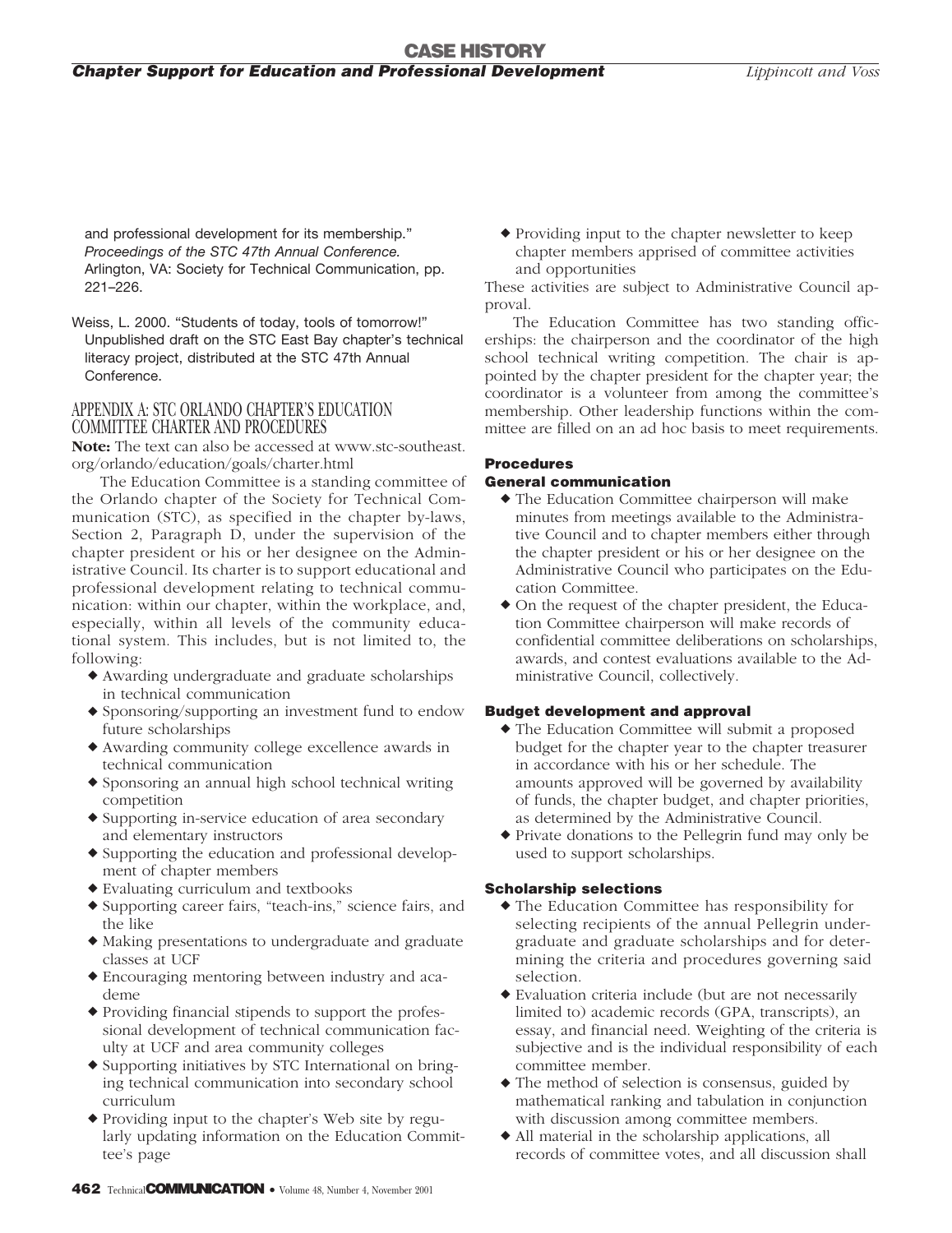and professional development for its membership." *Proceedings of the STC 47th Annual Conference.* Arlington, VA: Society for Technical Communication, pp. 221–226.

Weiss, L. 2000. "Students of today, tools of tomorrow!" Unpublished draft on the STC East Bay chapter's technical literacy project, distributed at the STC 47th Annual Conference.

## APPENDIX A: STC ORLANDO CHAPTER'S EDUCATION COMMITTEE CHARTER AND PROCEDURES

**Note:** The text can also be accessed at www.stc-southeast.org/orlando/education/goals/charter.html

The Education Committee is a standing committee of the Orlando chapter of the Society for Technical Communication (STC), as specified in the chapter by-laws, Section 2, Paragraph D, under the supervision of the chapter president or his or her designee on the Administrative Council. Its charter is to support educational and professional development relating to technical communication: within our chapter, within the workplace, and, especially, within all levels of the community educational system. This includes, but is not limited to, the following:

- Awarding undergraduate and graduate scholarships in technical communication
- Sponsoring/supporting an investment fund to endow future scholarships
- Awarding community college excellence awards in technical communication
- Sponsoring an annual high school technical writing competition
- Supporting in-service education of area secondary and elementary instructors
- Supporting the education and professional development of chapter members
- Evaluating curriculum and textbooks
- Supporting career fairs, "teach-ins," science fairs, and the like
- Making presentations to undergraduate and graduate classes at UCF
- Encouraging mentoring between industry and academe
- Providing financial stipends to support the professional development of technical communication faculty at UCF and area community colleges
- Supporting initiatives by STC International on bringing technical communication into secondary school curriculum
- Providing input to the chapter's Web site by regularly updating information on the Education Committee's page
- Providing input to the chapter newsletter to keep chapter members apprised of committee activities and opportunities

These activities are subject to Administrative Council approval.

The Education Committee has two standing officerships: the chairperson and the coordinator of the high school technical writing competition. The chair is appointed by the chapter president for the chapter year; the coordinator is a volunteer from among the committee's membership. Other leadership functions within the committee are filled on an ad hoc basis to meet requirements.

### Procedures

#### General communication

- The Education Committee chairperson will make minutes from meetings available to the Administrative Council and to chapter members either through the chapter president or his or her designee on the Administrative Council who participates on the Education Committee.
- On the request of the chapter president, the Education Committee chairperson will make records of confidential committee deliberations on scholarships, awards, and contest evaluations available to the Administrative Council, collectively.

#### Budget development and approval

- The Education Committee will submit a proposed budget for the chapter year to the chapter treasurer in accordance with his or her schedule. The amounts approved will be governed by availability of funds, the chapter budget, and chapter priorities, as determined by the Administrative Council.
- Private donations to the Pellegrin fund may only be used to support scholarships.

#### Scholarship selections

- The Education Committee has responsibility for selecting recipients of the annual Pellegrin undergraduate and graduate scholarships and for determining the criteria and procedures governing said selection.
- Evaluation criteria include (but are not necessarily limited to) academic records (GPA, transcripts), an essay, and financial need. Weighting of the criteria is subjective and is the individual responsibility of each committee member.
- The method of selection is consensus, guided by mathematical ranking and tabulation in conjunction with discussion among committee members.
- All material in the scholarship applications, all records of committee votes, and all discussion shall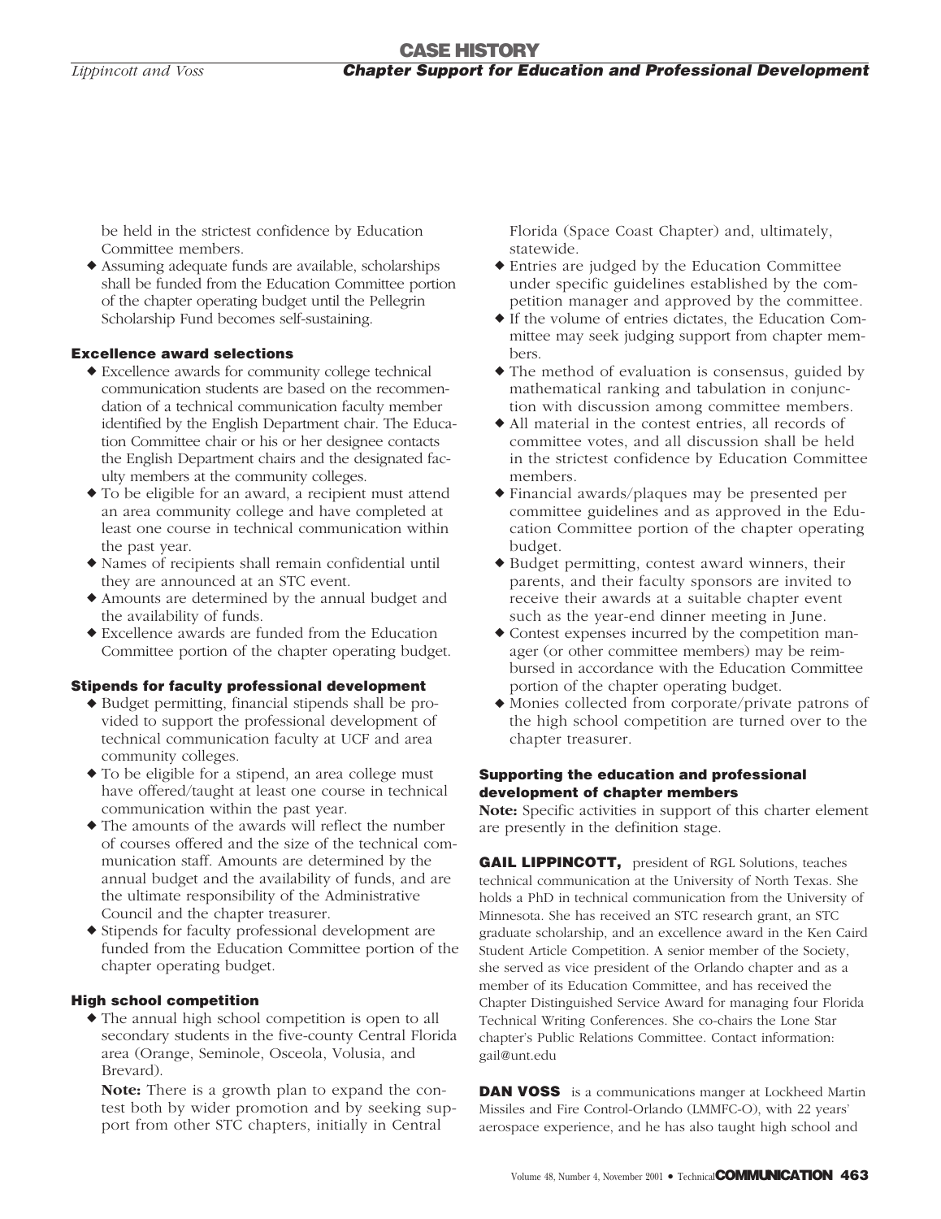be held in the strictest confidence by Education Committee members.

- Assuming adequate funds are available, scholarships shall be funded from the Education Committee portion of the chapter operating budget until the Pellegrin Scholarship Fund becomes self-sustaining.

### Excellence award selections

- Excellence awards for community college technical communication students are based on the recommendation of a technical communication faculty member identified by the English Department chair. The Education Committee chair or his or her designee contacts the English Department chairs and the designated faculty members at the community colleges.
- To be eligible for an award, a recipient must attend an area community college and have completed at least one course in technical communication within the past year.
- Names of recipients shall remain confidential until they are announced at an STC event.
- Amounts are determined by the annual budget and the availability of funds.
- Excellence awards are funded from the Education Committee portion of the chapter operating budget.

### Stipends for faculty professional development

- Budget permitting, financial stipends shall be provided to support the professional development of technical communication faculty at UCF and area community colleges.
- To be eligible for a stipend, an area college must have offered/taught at least one course in technical communication within the past year.
- The amounts of the awards will reflect the number of courses offered and the size of the technical communication staff. Amounts are determined by the annual budget and the availability of funds, and are the ultimate responsibility of the Administrative Council and the chapter treasurer.
- Stipends for faculty professional development are funded from the Education Committee portion of the chapter operating budget.

### High school competition

- The annual high school competition is open to all secondary students in the five-county Central Florida area (Orange, Seminole, Osceola, Volusia, and Brevard).

  **Note:** There is a growth plan to expand the contest both by wider promotion and by seeking support from other STC chapters, initially in Central Florida (Space Coast Chapter) and, ultimately, statewide.
- Entries are judged by the Education Committee under specific guidelines established by the competition manager and approved by the committee.
- If the volume of entries dictates, the Education Committee may seek judging support from chapter members.
- The method of evaluation is consensus, guided by mathematical ranking and tabulation in conjunction with discussion among committee members.
- All material in the contest entries, all records of committee votes, and all discussion shall be held in the strictest confidence by Education Committee members.
- Financial awards/plaques may be presented per committee guidelines and as approved in the Education Committee portion of the chapter operating budget.
- Budget permitting, contest award winners, their parents, and their faculty sponsors are invited to receive their awards at a suitable chapter event such as the year-end dinner meeting in June.
- Contest expenses incurred by the competition manager (or other committee members) may be reimbursed in accordance with the Education Committee portion of the chapter operating budget.
- Monies collected from corporate/private patrons of the high school competition are turned over to the chapter treasurer.

### Supporting the education and professional development of chapter members

**Note:** Specific activities in support of this charter element are presently in the definition stage.

**GAIL LIPPINCOTT,** president of RGL Solutions, teaches technical communication at the University of North Texas. She holds a PhD in technical communication from the University of Minnesota. She has received an STC research grant, an STC graduate scholarship, and an excellence award in the Ken Caird Student Article Competition. A senior member of the Society, she served as vice president of the Orlando chapter and as a member of its Education Committee, and has received the Chapter Distinguished Service Award for managing four Florida Technical Writing Conferences. She co-chairs the Lone Star chapter's Public Relations Committee. Contact information: gail@unt.edu

**DAN VOSS** is a communications manger at Lockheed Martin Missiles and Fire Control-Orlando (LMMFC-O), with 22 years' aerospace experience, and he has also taught high school and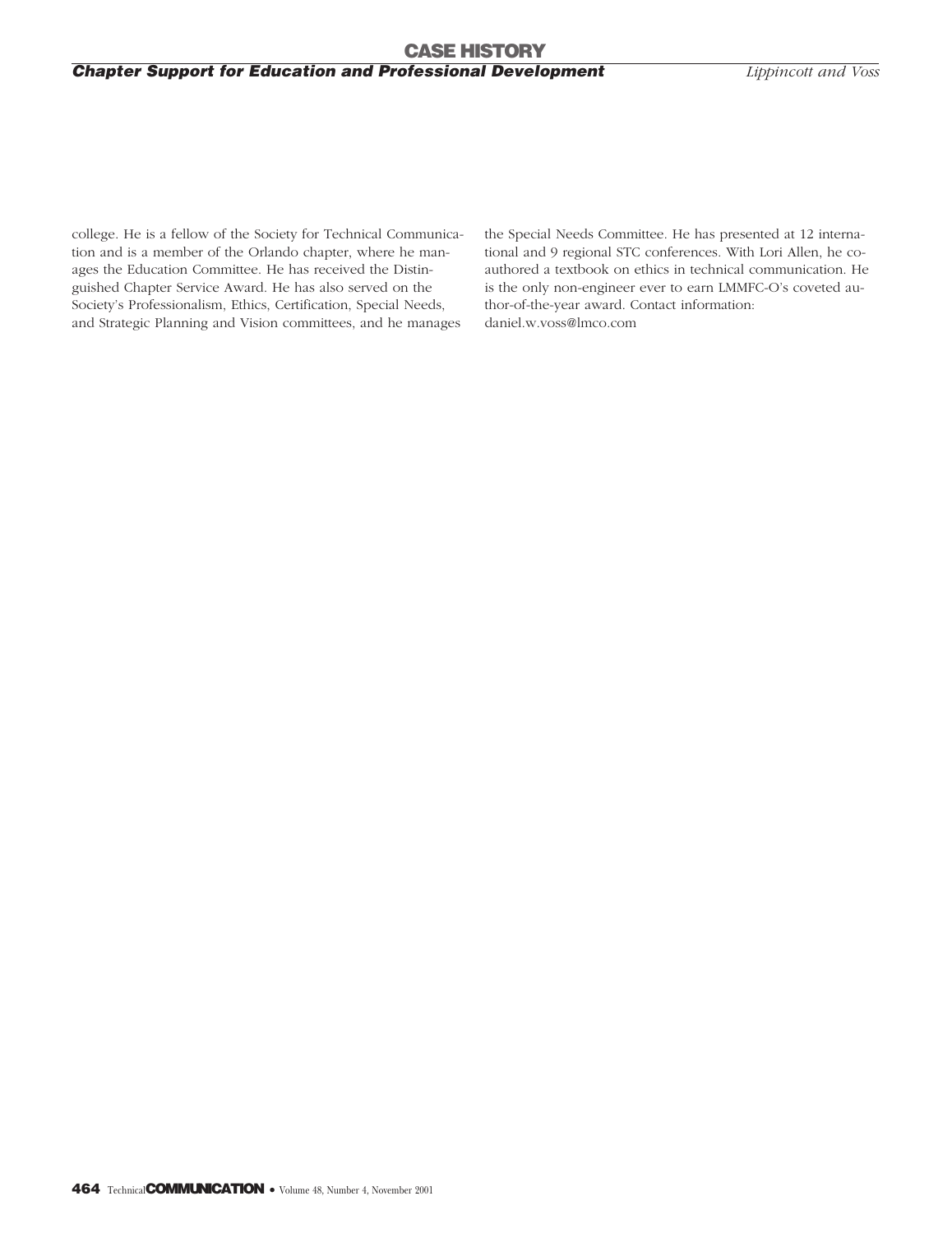college. He is a fellow of the Society for Technical Communication and is a member of the Orlando chapter, where he manages the Education Committee. He has received the Distinguished Chapter Service Award. He has also served on the Society's Professionalism, Ethics, Certification, Special Needs, and Strategic Planning and Vision committees, and he manages the Special Needs Committee. He has presented at 12 international and 9 regional STC conferences. With Lori Allen, he coauthored a textbook on ethics in technical communication. He is the only non-engineer ever to earn LMMFC-O's coveted author-of-the-year award. Contact information: daniel.w.voss@lmco.com